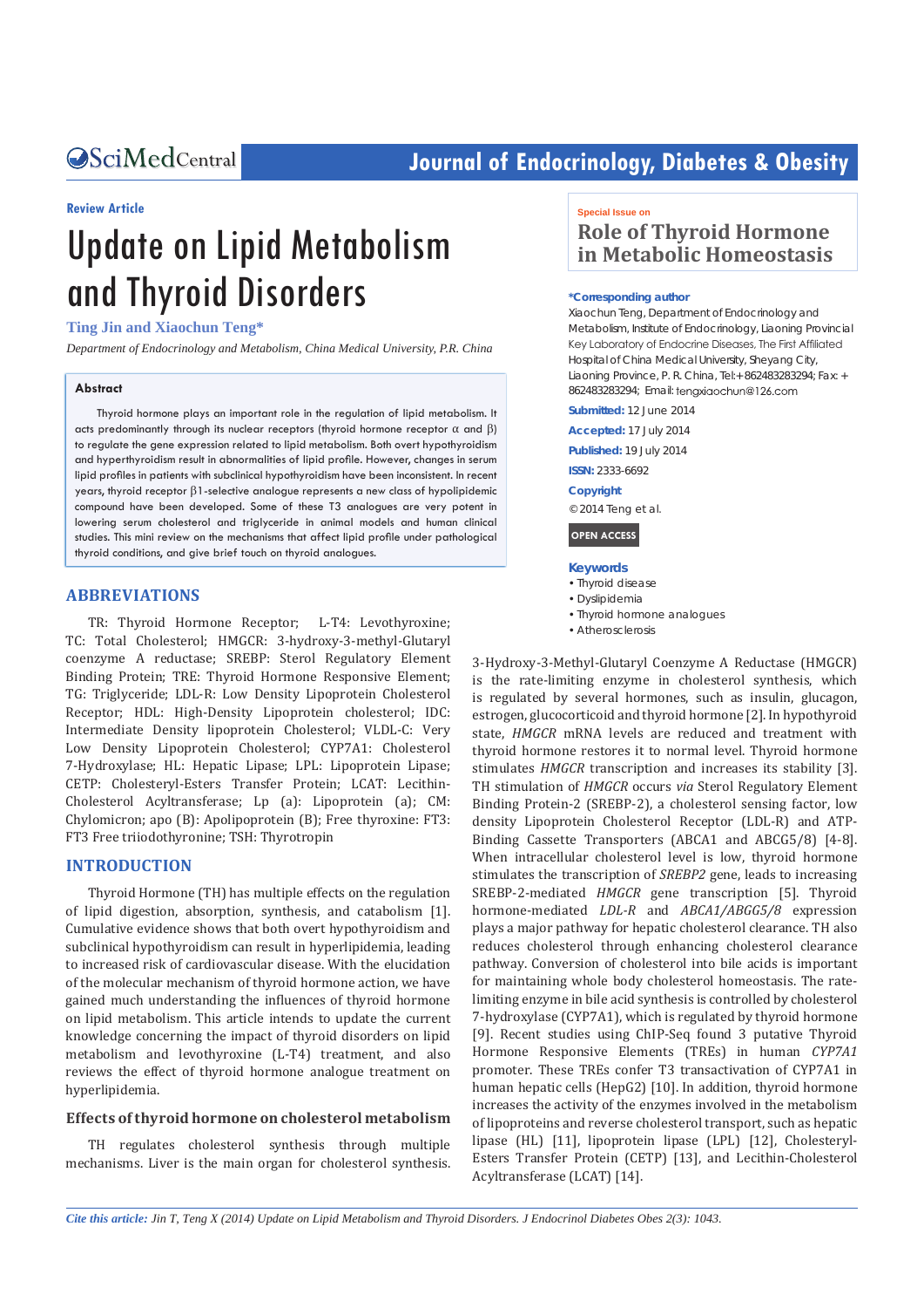Review Article

# Update on Lipid Metabolism and Thyroid Disorders

**Ting Jin and Xiaochun Teng***

*Department of Endocrinology and Metabolism, China Medical University, P.R. China*

Special Issue on

**Role of Thyroid Hormone in Metabolic Homeostasis**

**\*Corresponding author**

Xiaochun Teng, Department of Endocrinology and Metabolism, Institute of Endocrinology, Liaoning Provincial Key Laboratory of Endocrine Diseases, The First Affiliated Hospital of China Medical University, Sheyang City, Liaoning Province, P. R. China, Tel:+862483283294; Fax: + 862483283294; Email: tengxiaochun@126.com

**Submitted:** 12 June 2014

**Accepted:** 17 July 2014

**Published:** 19 July 2014

**ISSN:** 2333-6692

**Copyright**

© 2014 Teng et al.

**OPEN ACCESS**

**Keywords**

- Thyroid disease
- Dyslipidemia
- Thyroid hormone analogues
- Atherosclerosis

## Abstract

Thyroid hormone plays an important role in the regulation of lipid metabolism. It acts predominantly through its nuclear receptors (thyroid hormone receptor $\alpha$ and $\beta$) to regulate the gene expression related to lipid metabolism. Both overt hypothyroidism and hyperthyroidism result in abnormalities of lipid profile. However, changes in serum lipid profiles in patients with subclinical hypothyroidism have been inconsistent. In recent years, thyroid receptor $\beta$1-selective analogue represents a new class of hypolipidemic compound have been developed. Some of these T3 analogues are very potent in lowering serum cholesterol and triglyceride in animal models and human clinical studies. This mini review on the mechanisms that affect lipid profile under pathological thyroid conditions, and give brief touch on thyroid analogues.

## ABBREVIATIONS

TR: Thyroid Hormone Receptor; L-T4: Levothyroxine; TC: Total Cholesterol; HMGCR: 3-hydroxy-3-methyl-Glutaryl coenzyme A reductase; SREBP: Sterol Regulatory Element Binding Protein; TRE: Thyroid Hormone Responsive Element; TG: Triglyceride; LDL-R: Low Density Lipoprotein Cholesterol Receptor; HDL: High-Density Lipoprotein cholesterol; IDC: Intermediate Density lipoprotein Cholesterol; VLDL-C: Very Low Density Lipoprotein Cholesterol; CYP7A1: Cholesterol 7-Hydroxylase; HL: Hepatic Lipase; LPL: Lipoprotein Lipase; CETP: Cholesteryl-Esters Transfer Protein; LCAT: Lecithin-Cholesterol Acyltransferase; Lp (a): Lipoprotein (a); CM: Chylomicron; apo (B): Apolipoprotein (B); Free thyroxine: FT3: FT3 Free triiodothyronine; TSH: Thyrotropin

## INTRODUCTION

Thyroid Hormone (TH) has multiple effects on the regulation of lipid digestion, absorption, synthesis, and catabolism [1]. Cumulative evidence shows that both overt hypothyroidism and subclinical hypothyroidism can result in hyperlipidemia, leading to increased risk of cardiovascular disease. With the elucidation of the molecular mechanism of thyroid hormone action, we have gained much understanding the influences of thyroid hormone on lipid metabolism. This article intends to update the current knowledge concerning the impact of thyroid disorders on lipid metabolism and levothyroxine (L-T4) treatment, and also reviews the effect of thyroid hormone analogue treatment on hyperlipidemia.

### Effects of thyroid hormone on cholesterol metabolism

TH regulates cholesterol synthesis through multiple mechanisms. Liver is the main organ for cholesterol synthesis. 3-Hydroxy-3-Methyl-Glutaryl Coenzyme A Reductase (HMGCR) is the rate-limiting enzyme in cholesterol synthesis, which is regulated by several hormones, such as insulin, glucagon, estrogen, glucocorticoid and thyroid hormone [2]. In hypothyroid state, *HMGCR* mRNA levels are reduced and treatment with thyroid hormone restores it to normal level. Thyroid hormone stimulates *HMGCR* transcription and increases its stability [3]. TH stimulation of *HMGCR* occurs *via* Sterol Regulatory Element Binding Protein-2 (SREBP-2), a cholesterol sensing factor, low density Lipoprotein Cholesterol Receptor (LDL-R) and ATP-Binding Cassette Transporters (ABCA1 and ABCG5/8) [4-8]. When intracellular cholesterol level is low, thyroid hormone stimulates the transcription of *SREBP2* gene, leads to increasing SREBP-2-mediated *HMGCR* gene transcription [5]. Thyroid hormone-mediated *LDL-R* and *ABCA1/ABGG5/8* expression plays a major pathway for hepatic cholesterol clearance. TH also reduces cholesterol through enhancing cholesterol clearance pathway. Conversion of cholesterol into bile acids is important for maintaining whole body cholesterol homeostasis. The rate-limiting enzyme in bile acid synthesis is controlled by cholesterol 7-hydroxylase (CYP7A1), which is regulated by thyroid hormone [9]. Recent studies using ChIP-Seq found 3 putative Thyroid Hormone Responsive Elements (TREs) in human *CYP7A1* promoter. These TREs confer T3 transactivation of CYP7A1 in human hepatic cells (HepG2) [10]. In addition, thyroid hormone increases the activity of the enzymes involved in the metabolism of lipoproteins and reverse cholesterol transport, such as hepatic lipase (HL) [11], lipoprotein lipase (LPL) [12], Cholesteryl-Esters Transfer Protein (CETP) [13], and Lecithin-Cholesterol Acyltransferase (LCAT) [14].

*Cite this article: Jin T, Teng X (2014) Update on Lipid Metabolism and Thyroid Disorders. J Endocrinol Diabetes Obes 2(3): 1043.*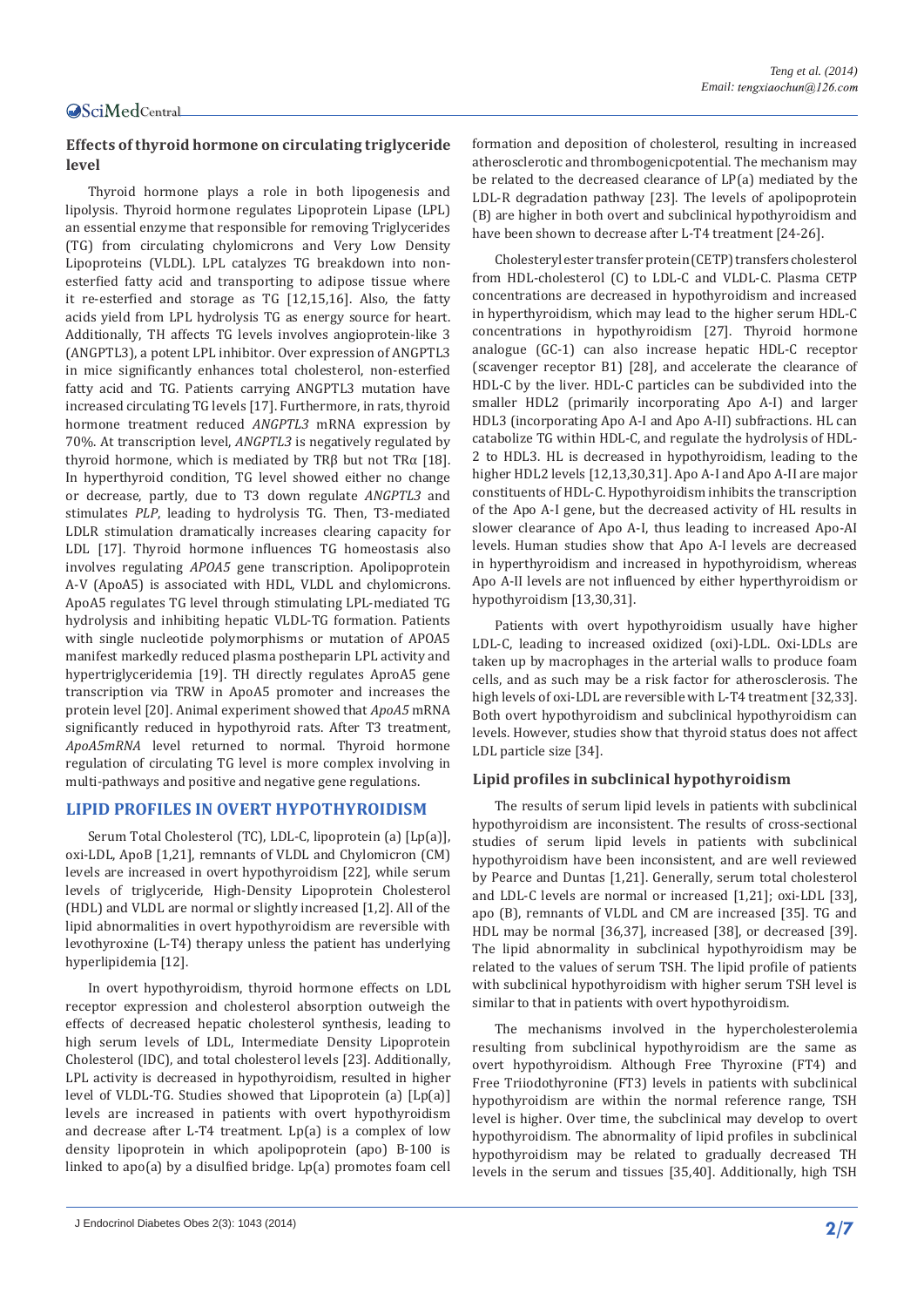### Effects of thyroid hormone on circulating triglyceride level

Thyroid hormone plays a role in both lipogenesis and lipolysis. Thyroid hormone regulates Lipoprotein Lipase (LPL) an essential enzyme that responsible for removing Triglycerides (TG) from circulating chylomicrons and Very Low Density Lipoproteins (VLDL). LPL catalyzes TG breakdown into non-esterfied fatty acid and transporting to adipose tissue where it re-esterfied and storage as TG [12,15,16]. Also, the fatty acids yield from LPL hydrolysis TG as energy source for heart. Additionally, TH affects TG levels involves angioprotein-like 3 (ANGPTL3), a potent LPL inhibitor. Over expression of ANGPTL3 in mice significantly enhances total cholesterol, non-esterfied fatty acid and TG. Patients carrying ANGPTL3 mutation have increased circulating TG levels [17]. Furthermore, in rats, thyroid hormone treatment reduced *ANGPTL3* mRNA expression by 70%. At transcription level, *ANGPTL3* is negatively regulated by thyroid hormone, which is mediated by TRβ but not TRα [18]. In hyperthyroid condition, TG level showed either no change or decrease, partly, due to T3 down regulate *ANGPTL3* and stimulates *PLP*, leading to hydrolysis TG. Then, T3-mediated LDLR stimulation dramatically increases clearing capacity for LDL [17]. Thyroid hormone influences TG homeostasis also involves regulating *APOA5* gene transcription. Apolipoprotein A-V (ApoA5) is associated with HDL, VLDL and chylomicrons. ApoA5 regulates TG level through stimulating LPL-mediated TG hydrolysis and inhibiting hepatic VLDL-TG formation. Patients with single nucleotide polymorphisms or mutation of APOA5 manifest markedly reduced plasma postheparin LPL activity and hypertriglyceridemia [19]. TH directly regulates AproA5 gene transcription via TRW in ApoA5 promoter and increases the protein level [20]. Animal experiment showed that *ApoA5* mRNA significantly reduced in hypothyroid rats. After T3 treatment, *ApoA5mRNA* level returned to normal. Thyroid hormone regulation of circulating TG level is more complex involving in multi-pathways and positive and negative gene regulations.

## LIPID PROFILES IN OVERT HYPOTHYROIDISM

Serum Total Cholesterol (TC), LDL-C, lipoprotein (a) [Lp(a)], oxi-LDL, ApoB [1,21], remnants of VLDL and Chylomicron (CM) levels are increased in overt hypothyroidism [22], while serum levels of triglyceride, High-Density Lipoprotein Cholesterol (HDL) and VLDL are normal or slightly increased [1,2]. All of the lipid abnormalities in overt hypothyroidism are reversible with levothyroxine (L-T4) therapy unless the patient has underlying hyperlipidemia [12].

In overt hypothyroidism, thyroid hormone effects on LDL receptor expression and cholesterol absorption outweigh the effects of decreased hepatic cholesterol synthesis, leading to high serum levels of LDL, Intermediate Density Lipoprotein Cholesterol (IDC), and total cholesterol levels [23]. Additionally, LPL activity is decreased in hypothyroidism, resulted in higher level of VLDL-TG. Studies showed that Lipoprotein (a) [Lp(a)] levels are increased in patients with overt hypothyroidism and decrease after L-T4 treatment. Lp(a) is a complex of low density lipoprotein in which apolipoprotein (apo) B-100 is linked to apo(a) by a disulfied bridge. Lp(a) promotes foam cell formation and deposition of cholesterol, resulting in increased atherosclerotic and thrombogenicpotential. The mechanism may be related to the decreased clearance of LP(a) mediated by the LDL-R degradation pathway [23]. The levels of apolipoprotein (B) are higher in both overt and subclinical hypothyroidism and have been shown to decrease after L-T4 treatment [24-26].

Cholesteryl ester transfer protein (CETP) transfers cholesterol from HDL-cholesterol (C) to LDL-C and VLDL-C. Plasma CETP concentrations are decreased in hypothyroidism and increased in hyperthyroidism, which may lead to the higher serum HDL-C concentrations in hypothyroidism [27]. Thyroid hormone analogue (GC-1) can also increase hepatic HDL-C receptor (scavenger receptor B1) [28], and accelerate the clearance of HDL-C by the liver. HDL-C particles can be subdivided into the smaller HDL2 (primarily incorporating Apo A-I) and larger HDL3 (incorporating Apo A-I and Apo A-II) subfractions. HL can catabolize TG within HDL-C, and regulate the hydrolysis of HDL-2 to HDL3. HL is decreased in hypothyroidism, leading to the higher HDL2 levels [12,13,30,31]. Apo A-I and Apo A-II are major constituents of HDL-C. Hypothyroidism inhibits the transcription of the Apo A-I gene, but the decreased activity of HL results in slower clearance of Apo A-I, thus leading to increased Apo-AI levels. Human studies show that Apo A-I levels are decreased in hyperthyroidism and increased in hypothyroidism, whereas Apo A-II levels are not influenced by either hyperthyroidism or hypothyroidism [13,30,31].

Patients with overt hypothyroidism usually have higher LDL-C, leading to increased oxidized (oxi)-LDL. Oxi-LDLs are taken up by macrophages in the arterial walls to produce foam cells, and as such may be a risk factor for atherosclerosis. The high levels of oxi-LDL are reversible with L-T4 treatment [32,33]. Both overt hypothyroidism and subclinical hypothyroidism can levels. However, studies show that thyroid status does not affect LDL particle size [34].

### Lipid profiles in subclinical hypothyroidism

The results of serum lipid levels in patients with subclinical hypothyroidism are inconsistent. The results of cross-sectional studies of serum lipid levels in patients with subclinical hypothyroidism have been inconsistent, and are well reviewed by Pearce and Duntas [1,21]. Generally, serum total cholesterol and LDL-C levels are normal or increased [1,21]; oxi-LDL [33], apo (B), remnants of VLDL and CM are increased [35]. TG and HDL may be normal [36,37], increased [38], or decreased [39]. The lipid abnormality in subclinical hypothyroidism may be related to the values of serum TSH. The lipid profile of patients with subclinical hypothyroidism with higher serum TSH level is similar to that in patients with overt hypothyroidism.

The mechanisms involved in the hypercholesterolemia resulting from subclinical hypothyroidism are the same as overt hypothyroidism. Although Free Thyroxine (FT4) and Free Triiodothyronine (FT3) levels in patients with subclinical hypothyroidism are within the normal reference range, TSH level is higher. Over time, the subclinical may develop to overt hypothyroidism. The abnormality of lipid profiles in subclinical hypothyroidism may be related to gradually decreased TH levels in the serum and tissues [35,40]. Additionally, high TSH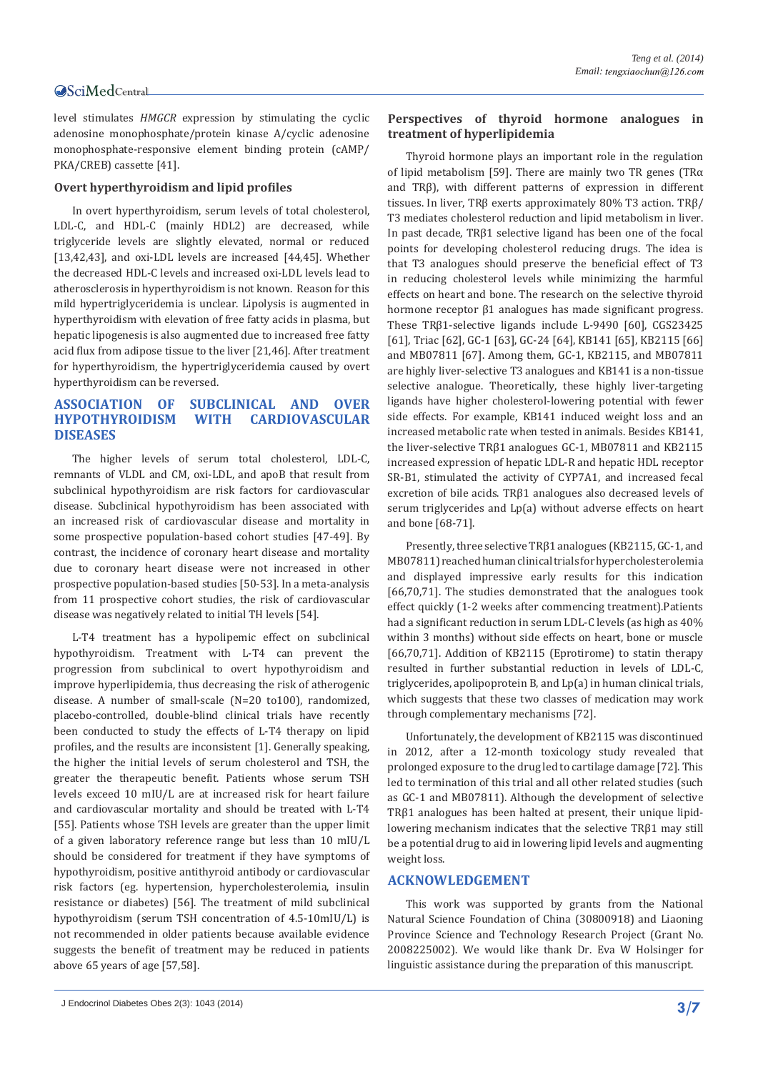level stimulates *HMGCR* expression by stimulating the cyclic adenosine monophosphate/protein kinase A/cyclic adenosine monophosphate-responsive element binding protein (cAMP/PKA/CREB) cassette [41].

### Overt hyperthyroidism and lipid profiles

In overt hyperthyroidism, serum levels of total cholesterol, LDL-C, and HDL-C (mainly HDL2) are decreased, while triglyceride levels are slightly elevated, normal or reduced [13,42,43], and oxi-LDL levels are increased [44,45]. Whether the decreased HDL-C levels and increased oxi-LDL levels lead to atherosclerosis in hyperthyroidism is not known. Reason for this mild hypertriglyceridemia is unclear. Lipolysis is augmented in hyperthyroidism with elevation of free fatty acids in plasma, but hepatic lipogenesis is also augmented due to increased free fatty acid flux from adipose tissue to the liver [21,46]. After treatment for hyperthyroidism, the hypertriglyceridemia caused by overt hyperthyroidism can be reversed.

## ASSOCIATION OF SUBCLINICAL AND OVER HYPOTHYROIDISM WITH CARDIOVASCULAR DISEASES

The higher levels of serum total cholesterol, LDL-C, remnants of VLDL and CM, oxi-LDL, and apoB that result from subclinical hypothyroidism are risk factors for cardiovascular disease. Subclinical hypothyroidism has been associated with an increased risk of cardiovascular disease and mortality in some prospective population-based cohort studies [47-49]. By contrast, the incidence of coronary heart disease and mortality due to coronary heart disease were not increased in other prospective population-based studies [50-53]. In a meta-analysis from 11 prospective cohort studies, the risk of cardiovascular disease was negatively related to initial TH levels [54].

L-T4 treatment has a hypolipemic effect on subclinical hypothyroidism. Treatment with L-T4 can prevent the progression from subclinical to overt hypothyroidism and improve hyperlipidemia, thus decreasing the risk of atherogenic disease. A number of small-scale (N=20 to100), randomized, placebo-controlled, double-blind clinical trials have recently been conducted to study the effects of L-T4 therapy on lipid profiles, and the results are inconsistent [1]. Generally speaking, the higher the initial levels of serum cholesterol and TSH, the greater the therapeutic benefit. Patients whose serum TSH levels exceed 10 mIU/L are at increased risk for heart failure and cardiovascular mortality and should be treated with L-T4 [55]. Patients whose TSH levels are greater than the upper limit of a given laboratory reference range but less than 10 mIU/L should be considered for treatment if they have symptoms of hypothyroidism, positive antithyroid antibody or cardiovascular risk factors (eg. hypertension, hypercholesterolemia, insulin resistance or diabetes) [56]. The treatment of mild subclinical hypothyroidism (serum TSH concentration of 4.5-10mIU/L) is not recommended in older patients because available evidence suggests the benefit of treatment may be reduced in patients above 65 years of age [57,58].

### Perspectives of thyroid hormone analogues in treatment of hyperlipidemia

Thyroid hormone plays an important role in the regulation of lipid metabolism [59]. There are mainly two TR genes (TRα and TRβ), with different patterns of expression in different tissues. In liver, TRβ exerts approximately 80% T3 action. TRβ/T3 mediates cholesterol reduction and lipid metabolism in liver. In past decade, TRβ1 selective ligand has been one of the focal points for developing cholesterol reducing drugs. The idea is that T3 analogues should preserve the beneficial effect of T3 in reducing cholesterol levels while minimizing the harmful effects on heart and bone. The research on the selective thyroid hormone receptor β1 analogues has made significant progress. These TRβ1-selective ligands include L-9490 [60], CGS23425 [61], Triac [62], GC-1 [63], GC-24 [64], KB141 [65], KB2115 [66] and MB07811 [67]. Among them, GC-1, KB2115, and MB07811 are highly liver-selective T3 analogues and KB141 is a non-tissue selective analogue. Theoretically, these highly liver-targeting ligands have higher cholesterol-lowering potential with fewer side effects. For example, KB141 induced weight loss and an increased metabolic rate when tested in animals. Besides KB141, the liver-selective TRβ1 analogues GC-1, MB07811 and KB2115 increased expression of hepatic LDL-R and hepatic HDL receptor SR-B1, stimulated the activity of CYP7A1, and increased fecal excretion of bile acids. TRβ1 analogues also decreased levels of serum triglycerides and Lp(a) without adverse effects on heart and bone [68-71].

Presently, three selective TRβ1 analogues (KB2115, GC-1, and MB07811) reached human clinical trials for hypercholesterolemia and displayed impressive early results for this indication [66,70,71]. The studies demonstrated that the analogues took effect quickly (1-2 weeks after commencing treatment).Patients had a significant reduction in serum LDL-C levels (as high as 40% within 3 months) without side effects on heart, bone or muscle [66,70,71]. Addition of KB2115 (Eprotirome) to statin therapy resulted in further substantial reduction in levels of LDL-C, triglycerides, apolipoprotein B, and Lp(a) in human clinical trials, which suggests that these two classes of medication may work through complementary mechanisms [72].

Unfortunately, the development of KB2115 was discontinued in 2012, after a 12-month toxicology study revealed that prolonged exposure to the drug led to cartilage damage [72]. This led to termination of this trial and all other related studies (such as GC-1 and MB07811). Although the development of selective TRβ1 analogues has been halted at present, their unique lipid-lowering mechanism indicates that the selective TRβ1 may still be a potential drug to aid in lowering lipid levels and augmenting weight loss.

## ACKNOWLEDGEMENT

This work was supported by grants from the National Natural Science Foundation of China (30800918) and Liaoning Province Science and Technology Research Project (Grant No. 2008225002). We would like thank Dr. Eva W Holsinger for linguistic assistance during the preparation of this manuscript.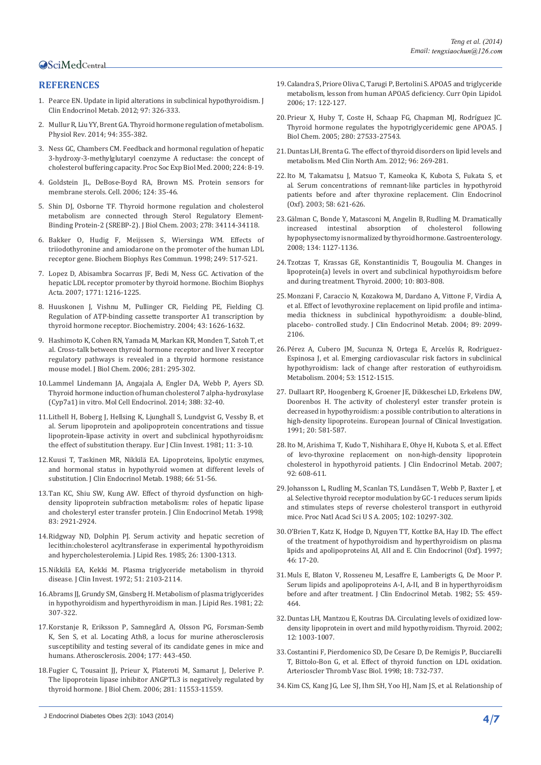## REFERENCES

1. Pearce EN. Update in lipid alterations in subclinical hypothyroidism. J Clin Endocrinol Metab. 2012; 97: 326-333.

2. Mullur R, Liu YY, Brent GA. Thyroid hormone regulation of metabolism. Physiol Rev. 2014; 94: 355-382.

3. Ness GC, Chambers CM. Feedback and hormonal regulation of hepatic 3-hydroxy-3-methylglutaryl coenzyme A reductase: the concept of cholesterol buffering capacity. Proc Soc Exp Biol Med. 2000; 224: 8-19.

4. Goldstein JL, DeBose-Boyd RA, Brown MS. Protein sensors for membrane sterols. Cell. 2006; 124: 35-46.

5. Shin DJ, Osborne TF. Thyroid hormone regulation and cholesterol metabolism are connected through Sterol Regulatory Element-Binding Protein-2 (SREBP-2). J Biol Chem. 2003; 278: 34114-34118.

6. Bakker O, Hudig F, Meijssen S, Wiersinga WM. Effects of triiodothyronine and amiodarone on the promoter of the human LDL receptor gene. Biochem Biophys Res Commun. 1998; 249: 517-521.

7. Lopez D, Abisambra Socarrαs JF, Bedi M, Ness GC. Activation of the hepatic LDL receptor promoter by thyroid hormone. Biochim Biophys Acta. 2007; 1771: 1216-1225.

8. Huuskonen J, Vishnu M, Pullinger CR, Fielding PE, Fielding CJ. Regulation of ATP-binding cassette transporter A1 transcription by thyroid hormone receptor. Biochemistry. 2004; 43: 1626-1632.

9. Hashimoto K, Cohen RN, Yamada M, Markan KR, Monden T, Satoh T, et al. Cross-talk between thyroid hormone receptor and liver X receptor regulatory pathways is revealed in a thyroid hormone resistance mouse model. J Biol Chem. 2006; 281: 295-302.

10. Lammel Lindemann JA, Angajala A, Engler DA, Webb P, Ayers SD. Thyroid hormone induction of human cholesterol 7 alpha-hydroxylase (Cyp7a1) in vitro. Mol Cell Endocrinol. 2014; 388: 32-40.

11. Lithell H, Boberg J, Hellsing K, Ljunghall S, Lundgvist G, Vessby B, et al. Serum lipoprotein and apolipoprotein concentrations and tissue lipoprotein-lipase activity in overt and subclinical hypothyroidism: the effect of substitution therapy. Eur J Clin Invest. 1981; 11: 3-10.

12. Kuusi T, Taskinen MR, Nikkilä EA. Lipoproteins, lipolytic enzymes, and hormonal status in hypothyroid women at different levels of substitution. J Clin Endocrinol Metab. 1988; 66: 51-56.

13. Tan KC, Shiu SW, Kung AW. Effect of thyroid dysfunction on high-density lipoprotein subfraction metabolism: roles of hepatic lipase and cholesteryl ester transfer protein. J Clin Endocrinol Metab. 1998; 83: 2921-2924.

14. Ridgway ND, Dolphin PJ. Serum activity and hepatic secretion of lecithin:cholesterol acyltransferase in experimental hypothyroidism and hypercholesterolemia. J Lipid Res. 1985; 26: 1300-1313.

15. Nikkilä EA, Kekki M. Plasma triglyceride metabolism in thyroid disease. J Clin Invest. 1972; 51: 2103-2114.

16. Abrams JJ, Grundy SM, Ginsberg H. Metabolism of plasma triglycerides in hypothyroidism and hyperthyroidism in man. J Lipid Res. 1981; 22: 307-322.

17. Korstanje R, Eriksson P, Samnegård A, Olsson PG, Forsman-Semb K, Sen S, et al. Locating Ath8, a locus for murine atherosclerosis susceptibility and testing several of its candidate genes in mice and humans. Atherosclerosis. 2004; 177: 443-450.

18. Fugier C, Tousaint JJ, Prieur X, Plateroti M, Samarut J, Delerive P. The lipoprotein lipase inhibitor ANGPTL3 is negatively regulated by thyroid hormone. J Biol Chem. 2006; 281: 11553-11559.

19. Calandra S, Priore Oliva C, Tarugi P, Bertolini S. APOA5 and triglyceride metabolism, lesson from human APOA5 deficiency. Curr Opin Lipidol. 2006; 17: 122-127.

20. Prieur X, Huby T, Coste H, Schaap FG, Chapman MJ, Rodríguez JC. Thyroid hormone regulates the hypotriglyceridemic gene APOA5. J Biol Chem. 2005; 280: 27533-27543.

21. Duntas LH, Brenta G. The effect of thyroid disorders on lipid levels and metabolism. Med Clin North Am. 2012; 96: 269-281.

22. Ito M, Takamatsu J, Matsuo T, Kameoka K, Kubota S, Fukata S, et al. Serum concentrations of remnant-like particles in hypothyroid patients before and after thyroxine replacement. Clin Endocrinol (Oxf). 2003; 58: 621-626.

23. Gälman C, Bonde Y, Matasconi M, Angelin B, Rudling M. Dramatically increased intestinal absorption of cholesterol following hypophysectomy is normalized by thyroid hormone. Gastroenterology. 2008; 134: 1127-1136.

24. Tzotzas T, Krassas GE, Konstantinidis T, Bougoulia M. Changes in lipoprotein(a) levels in overt and subclinical hypothyroidism before and during treatment. Thyroid. 2000; 10: 803-808.

25. Monzani F, Caraccio N, Kozakowa M, Dardano A, Vittone F, Virdia A, et al. Effect of levothyroxine replacement on lipid profile and intima-media thickness in subclinical hypothyroidism: a double-blind, placebo- controlled study. J Clin Endocrinol Metab. 2004; 89: 2099-2106.

26. Pérez A, Cubero JM, Sucunza N, Ortega E, Arcelús R, Rodriguez-Espinosa J, et al. Emerging cardiovascular risk factors in subclinical hypothyroidism: lack of change after restoration of euthyroidism. Metabolism. 2004; 53: 1512-1515.

27. Dullaart RP, Hoogenberg K, Groener JE, Dikkeschei LD, Erkelens DW, Doorenbos H. The activity of cholesteryl ester transfer protein is decreased in hypothyroidism: a possible contribution to alterations in high-density lipoproteins. European Journal of Clinical Investigation. 1991; 20: 581-587.

28. Ito M, Arishima T, Kudo T, Nishihara E, Ohye H, Kubota S, et al. Effect of levo-thyroxine replacement on non-high-density lipoprotein cholesterol in hypothyroid patients. J Clin Endocrinol Metab. 2007; 92: 608-611.

29. Johansson L, Rudling M, Scanlan TS, Lundåsen T, Webb P, Baxter J, et al. Selective thyroid receptor modulation by GC-1 reduces serum lipids and stimulates steps of reverse cholesterol transport in euthyroid mice. Proc Natl Acad Sci U S A. 2005; 102: 10297-302.

30. O'Brien T, Katz K, Hodge D, Nguyen TT, Kottke BA, Hay ID. The effect of the treatment of hypothyroidism and hyperthyroidism on plasma lipids and apolipoproteins AI, AII and E. Clin Endocrinol (Oxf). 1997; 46: 17-20.

31. Muls E, Blaton V, Rosseneu M, Lesaffre E, Lamberigts G, De Moor P. Serum lipids and apolipoproteins A-I, A-II, and B in hyperthyroidism before and after treatment. J Clin Endocrinol Metab. 1982; 55: 459-464.

32. Duntas LH, Mantzou E, Koutras DA. Circulating levels of oxidized low-density lipoprotein in overt and mild hypothyroidism. Thyroid. 2002; 12: 1003-1007.

33. Costantini F, Pierdomenico SD, De Cesare D, De Remigis P, Bucciarelli T, Bittolo-Bon G, et al. Effect of thyroid function on LDL oxidation. Arterioscler Thromb Vasc Biol. 1998; 18: 732-737.

34. Kim CS, Kang JG, Lee SJ, Ihm SH, Yoo HJ, Nam JS, et al. Relationship of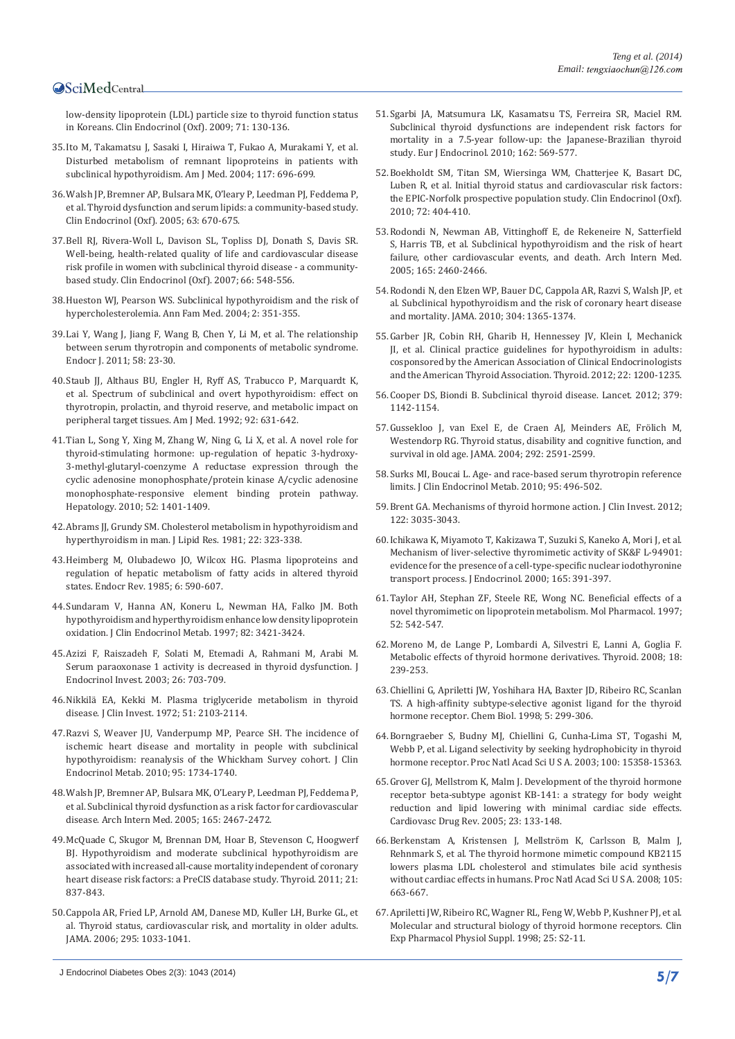low-density lipoprotein (LDL) particle size to thyroid function status in Koreans. Clin Endocrinol (Oxf). 2009; 71: 130-136.

35. Ito M, Takamatsu J, Sasaki I, Hiraiwa T, Fukao A, Murakami Y, et al. Disturbed metabolism of remnant lipoproteins in patients with subclinical hypothyroidism. Am J Med. 2004; 117: 696-699.

36. Walsh JP, Bremner AP, Bulsara MK, O'leary P, Leedman PJ, Feddema P, et al. Thyroid dysfunction and serum lipids: a community-based study. Clin Endocrinol (Oxf). 2005; 63: 670-675.

37. Bell RJ, Rivera-Woll L, Davison SL, Topliss DJ, Donath S, Davis SR. Well-being, health-related quality of life and cardiovascular disease risk profile in women with subclinical thyroid disease - a community-based study. Clin Endocrinol (Oxf). 2007; 66: 548-556.

38. Hueston WJ, Pearson WS. Subclinical hypothyroidism and the risk of hypercholesterolemia. Ann Fam Med. 2004; 2: 351-355.

39. Lai Y, Wang J, Jiang F, Wang B, Chen Y, Li M, et al. The relationship between serum thyrotropin and components of metabolic syndrome. Endocr J. 2011; 58: 23-30.

40. Staub JJ, Althaus BU, Engler H, Ryff AS, Trabucco P, Marquardt K, et al. Spectrum of subclinical and overt hypothyroidism: effect on thyrotropin, prolactin, and thyroid reserve, and metabolic impact on peripheral target tissues. Am J Med. 1992; 92: 631-642.

41. Tian L, Song Y, Xing M, Zhang W, Ning G, Li X, et al. A novel role for thyroid-stimulating hormone: up-regulation of hepatic 3-hydroxy-3-methyl-glutaryl-coenzyme A reductase expression through the cyclic adenosine monophosphate/protein kinase A/cyclic adenosine monophosphate-responsive element binding protein pathway. Hepatology. 2010; 52: 1401-1409.

42. Abrams JJ, Grundy SM. Cholesterol metabolism in hypothyroidism and hyperthyroidism in man. J Lipid Res. 1981; 22: 323-338.

43. Heimberg M, Olubadewo JO, Wilcox HG. Plasma lipoproteins and regulation of hepatic metabolism of fatty acids in altered thyroid states. Endocr Rev. 1985; 6: 590-607.

44. Sundaram V, Hanna AN, Koneru L, Newman HA, Falko JM. Both hypothyroidism and hyperthyroidism enhance low density lipoprotein oxidation. J Clin Endocrinol Metab. 1997; 82: 3421-3424.

45. Azizi F, Raiszadeh F, Solati M, Etemadi A, Rahmani M, Arabi M. Serum paraoxonase 1 activity is decreased in thyroid dysfunction. J Endocrinol Invest. 2003; 26: 703-709.

46. Nikkilä EA, Kekki M. Plasma triglyceride metabolism in thyroid disease. J Clin Invest. 1972; 51: 2103-2114.

47. Razvi S, Weaver JU, Vanderpump MP, Pearce SH. The incidence of ischemic heart disease and mortality in people with subclinical hypothyroidism: reanalysis of the Whickham Survey cohort. J Clin Endocrinol Metab. 2010; 95: 1734-1740.

48. Walsh JP, Bremner AP, Bulsara MK, O'Leary P, Leedman PJ, Feddema P, et al. Subclinical thyroid dysfunction as a risk factor for cardiovascular disease. Arch Intern Med. 2005; 165: 2467-2472.

49. McQuade C, Skugor M, Brennan DM, Hoar B, Stevenson C, Hoogwerf BJ. Hypothyroidism and moderate subclinical hypothyroidism are associated with increased all-cause mortality independent of coronary heart disease risk factors: a PreCIS database study. Thyroid. 2011; 21: 837-843.

50. Cappola AR, Fried LP, Arnold AM, Danese MD, Kuller LH, Burke GL, et al. Thyroid status, cardiovascular risk, and mortality in older adults. JAMA. 2006; 295: 1033-1041.

51. Sgarbi JA, Matsumura LK, Kasamatsu TS, Ferreira SR, Maciel RM. Subclinical thyroid dysfunctions are independent risk factors for mortality in a 7.5-year follow-up: the Japanese-Brazilian thyroid study. Eur J Endocrinol. 2010; 162: 569-577.

52. Boekholdt SM, Titan SM, Wiersinga WM, Chatterjee K, Basart DC, Luben R, et al. Initial thyroid status and cardiovascular risk factors: the EPIC-Norfolk prospective population study. Clin Endocrinol (Oxf). 2010; 72: 404-410.

53. Rodondi N, Newman AB, Vittinghoff E, de Rekeneire N, Satterfield S, Harris TB, et al. Subclinical hypothyroidism and the risk of heart failure, other cardiovascular events, and death. Arch Intern Med. 2005; 165: 2460-2466.

54. Rodondi N, den Elzen WP, Bauer DC, Cappola AR, Razvi S, Walsh JP, et al. Subclinical hypothyroidism and the risk of coronary heart disease and mortality. JAMA. 2010; 304: 1365-1374.

55. Garber JR, Cobin RH, Gharib H, Hennessey JV, Klein I, Mechanick JI, et al. Clinical practice guidelines for hypothyroidism in adults: cosponsored by the American Association of Clinical Endocrinologists and the American Thyroid Association. Thyroid. 2012; 22: 1200-1235.

56. Cooper DS, Biondi B. Subclinical thyroid disease. Lancet. 2012; 379: 1142-1154.

57. Gussekloo J, van Exel E, de Craen AJ, Meinders AE, Frölich M, Westendorp RG. Thyroid status, disability and cognitive function, and survival in old age. JAMA. 2004; 292: 2591-2599.

58. Surks MI, Boucai L. Age- and race-based serum thyrotropin reference limits. J Clin Endocrinol Metab. 2010; 95: 496-502.

59. Brent GA. Mechanisms of thyroid hormone action. J Clin Invest. 2012; 122: 3035-3043.

60. Ichikawa K, Miyamoto T, Kakizawa T, Suzuki S, Kaneko A, Mori J, et al. Mechanism of liver-selective thyromimetic activity of SK&F L-94901: evidence for the presence of a cell-type-specific nuclear iodothyronine transport process. J Endocrinol. 2000; 165: 391-397.

61. Taylor AH, Stephan ZF, Steele RE, Wong NC. Beneficial effects of a novel thyromimetic on lipoprotein metabolism. Mol Pharmacol. 1997; 52: 542-547.

62. Moreno M, de Lange P, Lombardi A, Silvestri E, Lanni A, Goglia F. Metabolic effects of thyroid hormone derivatives. Thyroid. 2008; 18: 239-253.

63. Chiellini G, Apriletti JW, Yoshihara HA, Baxter JD, Ribeiro RC, Scanlan TS. A high-affinity subtype-selective agonist ligand for the thyroid hormone receptor. Chem Biol. 1998; 5: 299-306.

64. Borngraeber S, Budny MJ, Chiellini G, Cunha-Lima ST, Togashi M, Webb P, et al. Ligand selectivity by seeking hydrophobicity in thyroid hormone receptor. Proc Natl Acad Sci U S A. 2003; 100: 15358-15363.

65. Grover GJ, Mellstrom K, Malm J. Development of the thyroid hormone receptor beta-subtype agonist KB-141: a strategy for body weight reduction and lipid lowering with minimal cardiac side effects. Cardiovasc Drug Rev. 2005; 23: 133-148.

66. Berkenstam A, Kristensen J, Mellström K, Carlsson B, Malm J, Rehnmark S, et al. The thyroid hormone mimetic compound KB2115 lowers plasma LDL cholesterol and stimulates bile acid synthesis without cardiac effects in humans. Proc Natl Acad Sci U S A. 2008; 105: 663-667.

67. Apriletti JW, Ribeiro RC, Wagner RL, Feng W, Webb P, Kushner PJ, et al. Molecular and structural biology of thyroid hormone receptors. Clin Exp Pharmacol Physiol Suppl. 1998; 25: S2-11.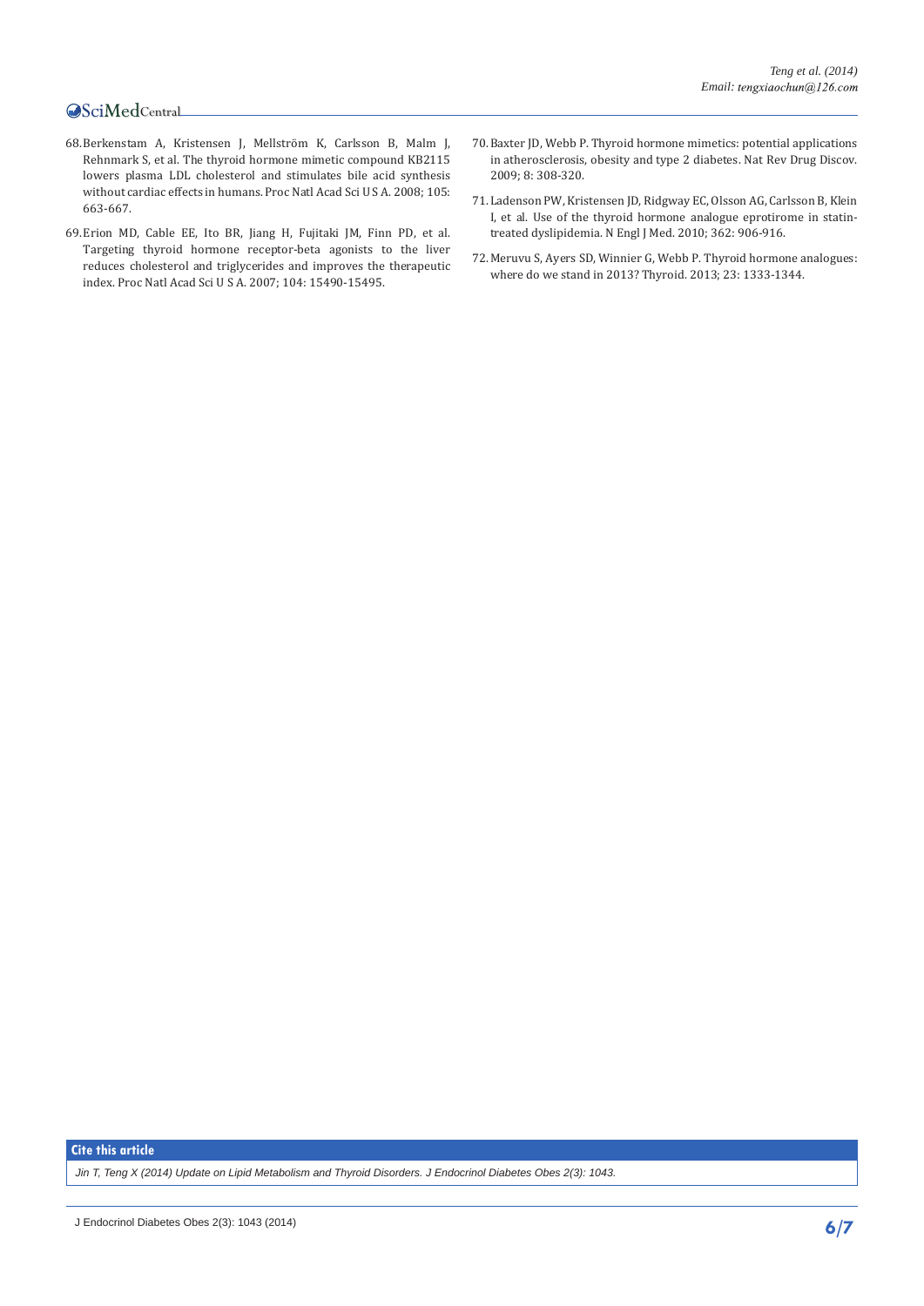68. Berkenstam A, Kristensen J, Mellström K, Carlsson B, Malm J, Rehnmark S, et al. The thyroid hormone mimetic compound KB2115 lowers plasma LDL cholesterol and stimulates bile acid synthesis without cardiac effects in humans. Proc Natl Acad Sci U S A. 2008; 105: 663-667.

69. Erion MD, Cable EE, Ito BR, Jiang H, Fujitaki JM, Finn PD, et al. Targeting thyroid hormone receptor-beta agonists to the liver reduces cholesterol and triglycerides and improves the therapeutic index. Proc Natl Acad Sci U S A. 2007; 104: 15490-15495.

70. Baxter JD, Webb P. Thyroid hormone mimetics: potential applications in atherosclerosis, obesity and type 2 diabetes. Nat Rev Drug Discov. 2009; 8: 308-320.

71. Ladenson PW, Kristensen JD, Ridgway EC, Olsson AG, Carlsson B, Klein I, et al. Use of the thyroid hormone analogue eprotirome in statin-treated dyslipidemia. N Engl J Med. 2010; 362: 906-916.

72. Meruvu S, Ayers SD, Winnier G, Webb P. Thyroid hormone analogues: where do we stand in 2013? Thyroid. 2013; 23: 1333-1344.

**Cite this article**

*Jin T, Teng X (2014) Update on Lipid Metabolism and Thyroid Disorders. J Endocrinol Diabetes Obes 2(3): 1043.*